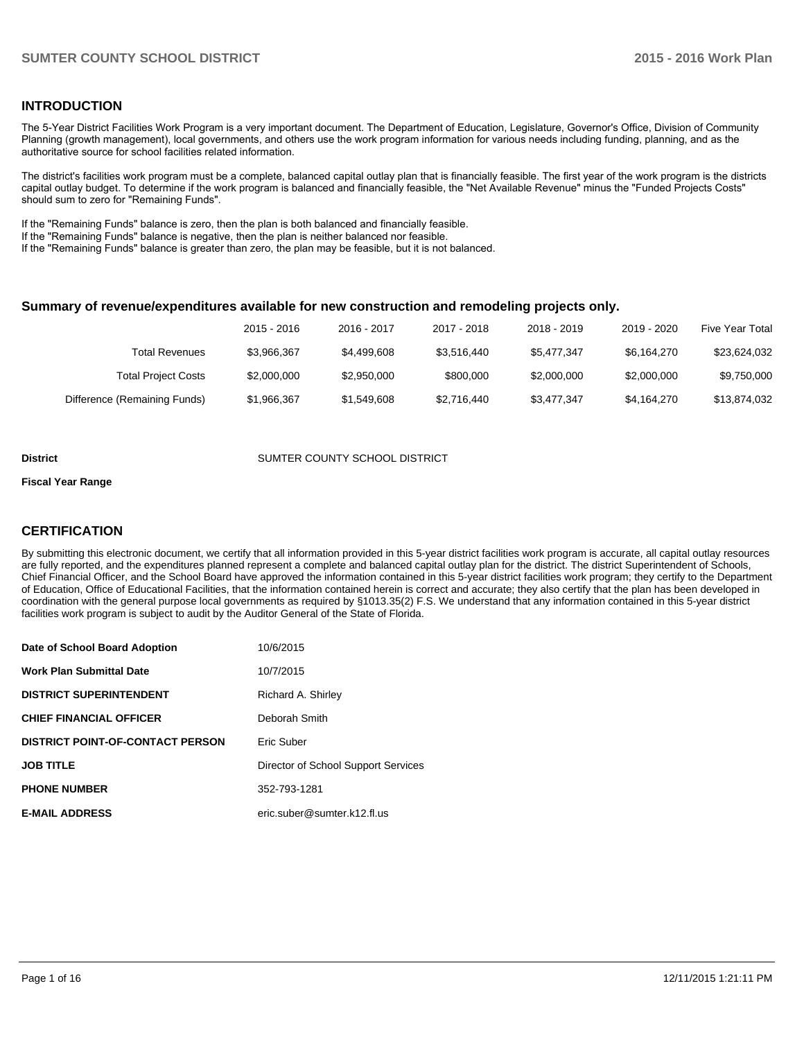## INTRODUCTION

The 5-Year District Facilities Work Program is a very important document. The Department of Education, Legislature, Governor's Office, Division of Community Planning (growth management), local governments, and others use the work program information for various needs including funding, planning, and as the authoritative source for school facilities related information.

The district's facilities work program must be a complete, balanced capital outlay plan that is financially feasible. The first year of the work program is the districts capital outlay budget. To determine if the work program is balanced and financially feasible, the "Net Available Revenue" minus the "Funded Projects Costs" should sum to zero for "Remaining Funds".

If the "Remaining Funds" balance is zero, then the plan is both balanced and financially feasible.
If the "Remaining Funds" balance is negative, then the plan is neither balanced nor feasible.
If the "Remaining Funds" balance is greater than zero, the plan may be feasible, but it is not balanced.

### Summary of revenue/expenditures available for new construction and remodeling projects only.

| | 2015 - 2016 | 2016 - 2017 | 2017 - 2018 | 2018 - 2019 | 2019 - 2020 | Five Year Total |
|---|---|---|---|---|---|---|
| Total Revenues | $3,966,367 | $4,499,608 | $3,516,440 | $5,477,347 | $6,164,270 | $23,624,032 |
| Total Project Costs | $2,000,000 | $2,950,000 | $800,000 | $2,000,000 | $2,000,000 | $9,750,000 |
| Difference (Remaining Funds) | $1,966,367 | $1,549,608 | $2,716,440 | $3,477,347 | $4,164,270 | $13,874,032 |

**District** SUMTER COUNTY SCHOOL DISTRICT

**Fiscal Year Range**

## CERTIFICATION

By submitting this electronic document, we certify that all information provided in this 5-year district facilities work program is accurate, all capital outlay resources are fully reported, and the expenditures planned represent a complete and balanced capital outlay plan for the district. The district Superintendent of Schools, Chief Financial Officer, and the School Board have approved the information contained in this 5-year district facilities work program; they certify to the Department of Education, Office of Educational Facilities, that the information contained herein is correct and accurate; they also certify that the plan has been developed in coordination with the general purpose local governments as required by §1013.35(2) F.S. We understand that any information contained in this 5-year district facilities work program is subject to audit by the Auditor General of the State of Florida.

| | |
|---|---|
| **Date of School Board Adoption** | 10/6/2015 |
| **Work Plan Submittal Date** | 10/7/2015 |
| **DISTRICT SUPERINTENDENT** | Richard A. Shirley |
| **CHIEF FINANCIAL OFFICER** | Deborah Smith |
| **DISTRICT POINT-OF-CONTACT PERSON** | Eric Suber |
| **JOB TITLE** | Director of School Support Services |
| **PHONE NUMBER** | 352-793-1281 |
| **E-MAIL ADDRESS** | eric.suber@sumter.k12.fl.us |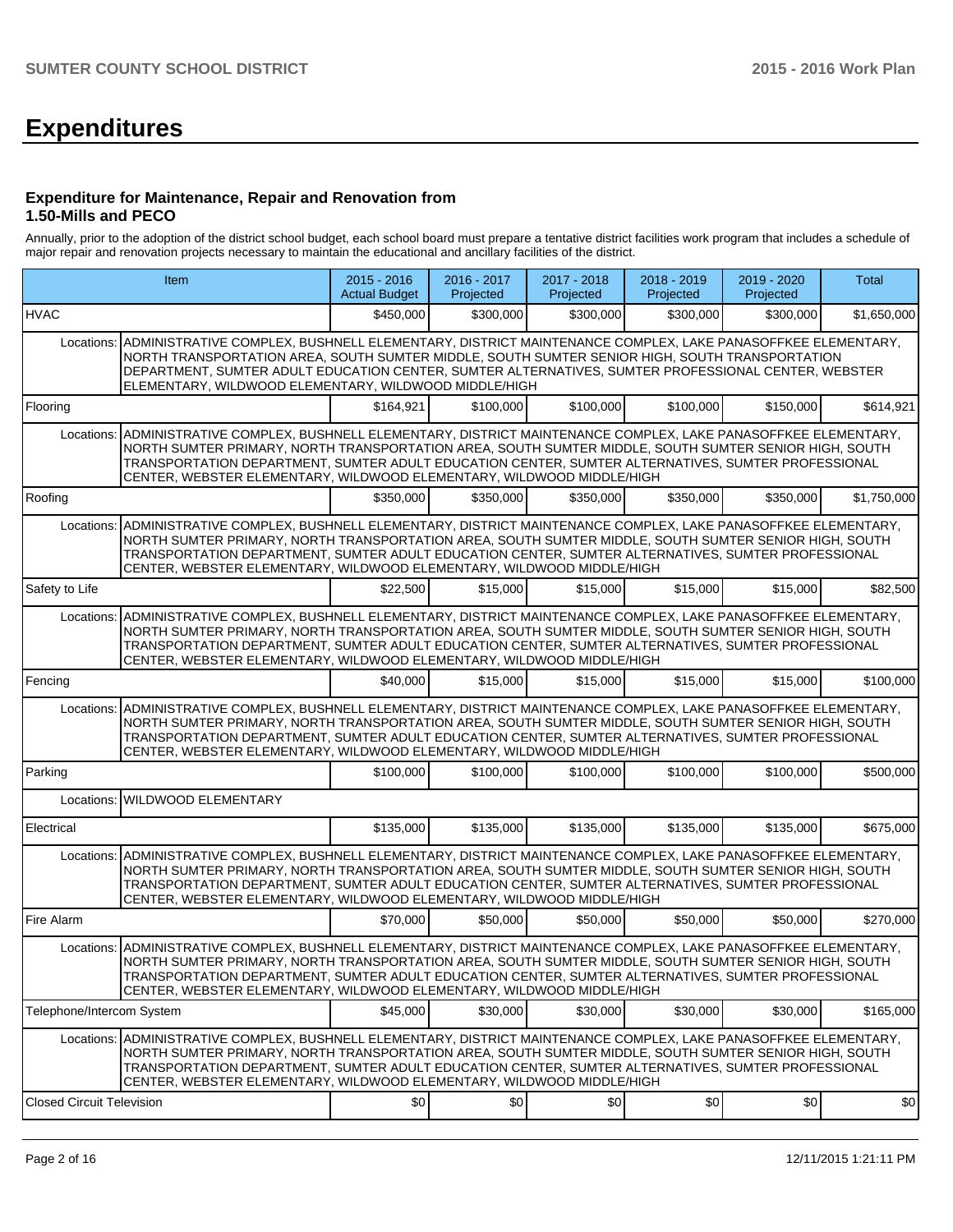# Expenditures

### Expenditure for Maintenance, Repair and Renovation from 1.50-Mills and PECO

Annually, prior to the adoption of the district school budget, each school board must prepare a tentative district facilities work program that includes a schedule of major repair and renovation projects necessary to maintain the educational and ancillary facilities of the district.

| Item | | 2015 - 2016 Actual Budget | 2016 - 2017 Projected | 2017 - 2018 Projected | 2018 - 2019 Projected | 2019 - 2020 Projected | Total |
|---|---|---|---|---|---|---|---|
| HVAC | | $450,000 | $300,000 | $300,000 | $300,000 | $300,000 | $1,650,000 |
| Locations: | ADMINISTRATIVE COMPLEX, BUSHNELL ELEMENTARY, DISTRICT MAINTENANCE COMPLEX, LAKE PANASOFFKEE ELEMENTARY, NORTH TRANSPORTATION AREA, SOUTH SUMTER MIDDLE, SOUTH SUMTER SENIOR HIGH, SOUTH TRANSPORTATION DEPARTMENT, SUMTER ADULT EDUCATION CENTER, SUMTER ALTERNATIVES, SUMTER PROFESSIONAL CENTER, WEBSTER ELEMENTARY, WILDWOOD ELEMENTARY, WILDWOOD MIDDLE/HIGH | | | | | | |
| Flooring | | $164,921 | $100,000 | $100,000 | $100,000 | $150,000 | $614,921 |
| Locations: | ADMINISTRATIVE COMPLEX, BUSHNELL ELEMENTARY, DISTRICT MAINTENANCE COMPLEX, LAKE PANASOFFKEE ELEMENTARY, NORTH SUMTER PRIMARY, NORTH TRANSPORTATION AREA, SOUTH SUMTER MIDDLE, SOUTH SUMTER SENIOR HIGH, SOUTH TRANSPORTATION DEPARTMENT, SUMTER ADULT EDUCATION CENTER, SUMTER ALTERNATIVES, SUMTER PROFESSIONAL CENTER, WEBSTER ELEMENTARY, WILDWOOD ELEMENTARY, WILDWOOD MIDDLE/HIGH | | | | | | |
| Roofing | | $350,000 | $350,000 | $350,000 | $350,000 | $350,000 | $1,750,000 |
| Locations: | ADMINISTRATIVE COMPLEX, BUSHNELL ELEMENTARY, DISTRICT MAINTENANCE COMPLEX, LAKE PANASOFFKEE ELEMENTARY, NORTH SUMTER PRIMARY, NORTH TRANSPORTATION AREA, SOUTH SUMTER MIDDLE, SOUTH SUMTER SENIOR HIGH, SOUTH TRANSPORTATION DEPARTMENT, SUMTER ADULT EDUCATION CENTER, SUMTER ALTERNATIVES, SUMTER PROFESSIONAL CENTER, WEBSTER ELEMENTARY, WILDWOOD ELEMENTARY, WILDWOOD MIDDLE/HIGH | | | | | | |
| Safety to Life | | $22,500 | $15,000 | $15,000 | $15,000 | $15,000 | $82,500 |
| Locations: | ADMINISTRATIVE COMPLEX, BUSHNELL ELEMENTARY, DISTRICT MAINTENANCE COMPLEX, LAKE PANASOFFKEE ELEMENTARY, NORTH SUMTER PRIMARY, NORTH TRANSPORTATION AREA, SOUTH SUMTER MIDDLE, SOUTH SUMTER SENIOR HIGH, SOUTH TRANSPORTATION DEPARTMENT, SUMTER ADULT EDUCATION CENTER, SUMTER ALTERNATIVES, SUMTER PROFESSIONAL CENTER, WEBSTER ELEMENTARY, WILDWOOD ELEMENTARY, WILDWOOD MIDDLE/HIGH | | | | | | |
| Fencing | | $40,000 | $15,000 | $15,000 | $15,000 | $15,000 | $100,000 |
| Locations: | ADMINISTRATIVE COMPLEX, BUSHNELL ELEMENTARY, DISTRICT MAINTENANCE COMPLEX, LAKE PANASOFFKEE ELEMENTARY, NORTH SUMTER PRIMARY, NORTH TRANSPORTATION AREA, SOUTH SUMTER MIDDLE, SOUTH SUMTER SENIOR HIGH, SOUTH TRANSPORTATION DEPARTMENT, SUMTER ADULT EDUCATION CENTER, SUMTER ALTERNATIVES, SUMTER PROFESSIONAL CENTER, WEBSTER ELEMENTARY, WILDWOOD ELEMENTARY, WILDWOOD MIDDLE/HIGH | | | | | | |
| Parking | | $100,000 | $100,000 | $100,000 | $100,000 | $100,000 | $500,000 |
| Locations: | WILDWOOD ELEMENTARY | | | | | | |
| Electrical | | $135,000 | $135,000 | $135,000 | $135,000 | $135,000 | $675,000 |
| Locations: | ADMINISTRATIVE COMPLEX, BUSHNELL ELEMENTARY, DISTRICT MAINTENANCE COMPLEX, LAKE PANASOFFKEE ELEMENTARY, NORTH SUMTER PRIMARY, NORTH TRANSPORTATION AREA, SOUTH SUMTER MIDDLE, SOUTH SUMTER SENIOR HIGH, SOUTH TRANSPORTATION DEPARTMENT, SUMTER ADULT EDUCATION CENTER, SUMTER ALTERNATIVES, SUMTER PROFESSIONAL CENTER, WEBSTER ELEMENTARY, WILDWOOD ELEMENTARY, WILDWOOD MIDDLE/HIGH | | | | | | |
| Fire Alarm | | $70,000 | $50,000 | $50,000 | $50,000 | $50,000 | $270,000 |
| Locations: | ADMINISTRATIVE COMPLEX, BUSHNELL ELEMENTARY, DISTRICT MAINTENANCE COMPLEX, LAKE PANASOFFKEE ELEMENTARY, NORTH SUMTER PRIMARY, NORTH TRANSPORTATION AREA, SOUTH SUMTER MIDDLE, SOUTH SUMTER SENIOR HIGH, SOUTH TRANSPORTATION DEPARTMENT, SUMTER ADULT EDUCATION CENTER, SUMTER ALTERNATIVES, SUMTER PROFESSIONAL CENTER, WEBSTER ELEMENTARY, WILDWOOD ELEMENTARY, WILDWOOD MIDDLE/HIGH | | | | | | |
| Telephone/Intercom System | | $45,000 | $30,000 | $30,000 | $30,000 | $30,000 | $165,000 |
| Locations: | ADMINISTRATIVE COMPLEX, BUSHNELL ELEMENTARY, DISTRICT MAINTENANCE COMPLEX, LAKE PANASOFFKEE ELEMENTARY, NORTH SUMTER PRIMARY, NORTH TRANSPORTATION AREA, SOUTH SUMTER MIDDLE, SOUTH SUMTER SENIOR HIGH, SOUTH TRANSPORTATION DEPARTMENT, SUMTER ADULT EDUCATION CENTER, SUMTER ALTERNATIVES, SUMTER PROFESSIONAL CENTER, WEBSTER ELEMENTARY, WILDWOOD ELEMENTARY, WILDWOOD MIDDLE/HIGH | | | | | | |
| Closed Circuit Television | | $0 | $0 | $0 | $0 | $0 | $0 |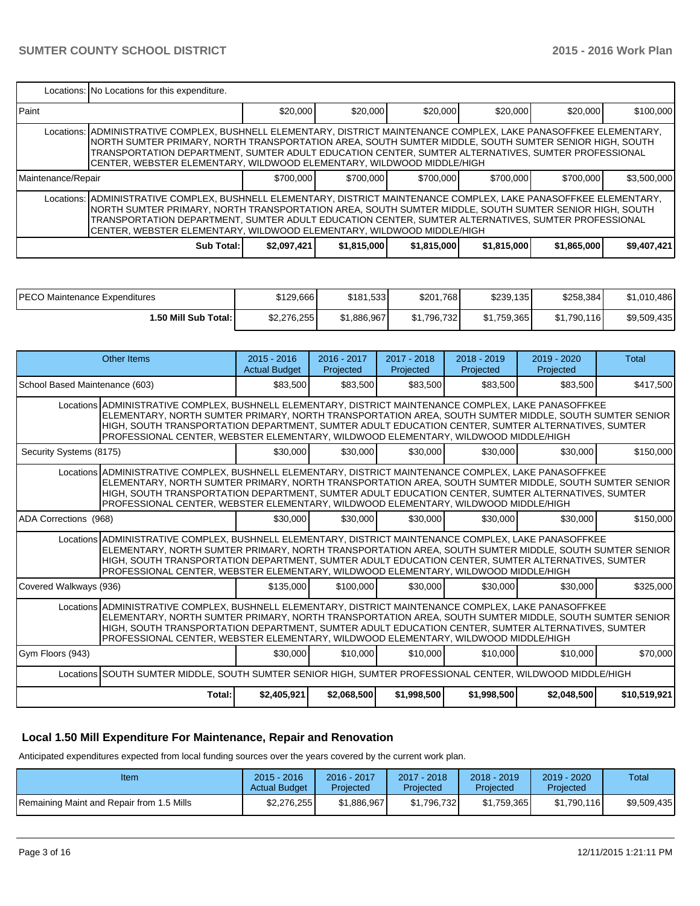| | | | | | | |
|---|---|---|---|---|---|---|
| Locations: No Locations for this expenditure. | | | | | | |
| Paint | $20,000 | $20,000 | $20,000 | $20,000 | $20,000 | $100,000 |
| Locations: ADMINISTRATIVE COMPLEX, BUSHNELL ELEMENTARY, DISTRICT MAINTENANCE COMPLEX, LAKE PANASOFFKEE ELEMENTARY, NORTH SUMTER PRIMARY, NORTH TRANSPORTATION AREA, SOUTH SUMTER MIDDLE, SOUTH SUMTER SENIOR HIGH, SOUTH TRANSPORTATION DEPARTMENT, SUMTER ADULT EDUCATION CENTER, SUMTER ALTERNATIVES, SUMTER PROFESSIONAL CENTER, WEBSTER ELEMENTARY, WILDWOOD ELEMENTARY, WILDWOOD MIDDLE/HIGH | | | | | | |
| Maintenance/Repair | $700,000 | $700,000 | $700,000 | $700,000 | $700,000 | $3,500,000 |
| Locations: ADMINISTRATIVE COMPLEX, BUSHNELL ELEMENTARY, DISTRICT MAINTENANCE COMPLEX, LAKE PANASOFFKEE ELEMENTARY, NORTH SUMTER PRIMARY, NORTH TRANSPORTATION AREA, SOUTH SUMTER MIDDLE, SOUTH SUMTER SENIOR HIGH, SOUTH TRANSPORTATION DEPARTMENT, SUMTER ADULT EDUCATION CENTER, SUMTER ALTERNATIVES, SUMTER PROFESSIONAL CENTER, WEBSTER ELEMENTARY, WILDWOOD ELEMENTARY, WILDWOOD MIDDLE/HIGH | | | | | | |
| **Sub Total:** | **$2,097,421** | **$1,815,000** | **$1,815,000** | **$1,815,000** | **$1,865,000** | **$9,407,421** |

| | | | | | | |
|---|---|---|---|---|---|---|
| PECO Maintenance Expenditures | $129,666 | $181,533 | $201,768 | $239,135 | $258,384 | $1,010,486 |
| **1.50 Mill Sub Total:** | $2,276,255 | $1,886,967 | $1,796,732 | $1,759,365 | $1,790,116 | $9,509,435 |

| Other Items | 2015 - 2016 Actual Budget | 2016 - 2017 Projected | 2017 - 2018 Projected | 2018 - 2019 Projected | 2019 - 2020 Projected | Total |
|---|---|---|---|---|---|---|
| School Based Maintenance (603) | $83,500 | $83,500 | $83,500 | $83,500 | $83,500 | $417,500 |
| Locations ADMINISTRATIVE COMPLEX, BUSHNELL ELEMENTARY, DISTRICT MAINTENANCE COMPLEX, LAKE PANASOFFKEE ELEMENTARY, NORTH SUMTER PRIMARY, NORTH TRANSPORTATION AREA, SOUTH SUMTER MIDDLE, SOUTH SUMTER SENIOR HIGH, SOUTH TRANSPORTATION DEPARTMENT, SUMTER ADULT EDUCATION CENTER, SUMTER ALTERNATIVES, SUMTER PROFESSIONAL CENTER, WEBSTER ELEMENTARY, WILDWOOD ELEMENTARY, WILDWOOD MIDDLE/HIGH | | | | | | |
| Security Systems (8175) | $30,000 | $30,000 | $30,000 | $30,000 | $30,000 | $150,000 |
| Locations ADMINISTRATIVE COMPLEX, BUSHNELL ELEMENTARY, DISTRICT MAINTENANCE COMPLEX, LAKE PANASOFFKEE ELEMENTARY, NORTH SUMTER PRIMARY, NORTH TRANSPORTATION AREA, SOUTH SUMTER MIDDLE, SOUTH SUMTER SENIOR HIGH, SOUTH TRANSPORTATION DEPARTMENT, SUMTER ADULT EDUCATION CENTER, SUMTER ALTERNATIVES, SUMTER PROFESSIONAL CENTER, WEBSTER ELEMENTARY, WILDWOOD ELEMENTARY, WILDWOOD MIDDLE/HIGH | | | | | | |
| ADA Corrections (968) | $30,000 | $30,000 | $30,000 | $30,000 | $30,000 | $150,000 |
| Locations ADMINISTRATIVE COMPLEX, BUSHNELL ELEMENTARY, DISTRICT MAINTENANCE COMPLEX, LAKE PANASOFFKEE ELEMENTARY, NORTH SUMTER PRIMARY, NORTH TRANSPORTATION AREA, SOUTH SUMTER MIDDLE, SOUTH SUMTER SENIOR HIGH, SOUTH TRANSPORTATION DEPARTMENT, SUMTER ADULT EDUCATION CENTER, SUMTER ALTERNATIVES, SUMTER PROFESSIONAL CENTER, WEBSTER ELEMENTARY, WILDWOOD ELEMENTARY, WILDWOOD MIDDLE/HIGH | | | | | | |
| Covered Walkways (936) | $135,000 | $100,000 | $30,000 | $30,000 | $30,000 | $325,000 |
| Locations ADMINISTRATIVE COMPLEX, BUSHNELL ELEMENTARY, DISTRICT MAINTENANCE COMPLEX, LAKE PANASOFFKEE ELEMENTARY, NORTH SUMTER PRIMARY, NORTH TRANSPORTATION AREA, SOUTH SUMTER MIDDLE, SOUTH SUMTER SENIOR HIGH, SOUTH TRANSPORTATION DEPARTMENT, SUMTER ADULT EDUCATION CENTER, SUMTER ALTERNATIVES, SUMTER PROFESSIONAL CENTER, WEBSTER ELEMENTARY, WILDWOOD ELEMENTARY, WILDWOOD MIDDLE/HIGH | | | | | | |
| Gym Floors (943) | $30,000 | $10,000 | $10,000 | $10,000 | $10,000 | $70,000 |
| Locations SOUTH SUMTER MIDDLE, SOUTH SUMTER SENIOR HIGH, SUMTER PROFESSIONAL CENTER, WILDWOOD MIDDLE/HIGH | | | | | | |
| **Total:** | **$2,405,921** | **$2,068,500** | **$1,998,500** | **$1,998,500** | **$2,048,500** | **$10,519,921** |

## Local 1.50 Mill Expenditure For Maintenance, Repair and Renovation

Anticipated expenditures expected from local funding sources over the years covered by the current work plan.

| Item | 2015 - 2016 Actual Budget | 2016 - 2017 Projected | 2017 - 2018 Projected | 2018 - 2019 Projected | 2019 - 2020 Projected | Total |
|---|---|---|---|---|---|---|
| Remaining Maint and Repair from 1.5 Mills | $2,276,255 | $1,886,967 | $1,796,732 | $1,759,365 | $1,790,116 | $9,509,435 |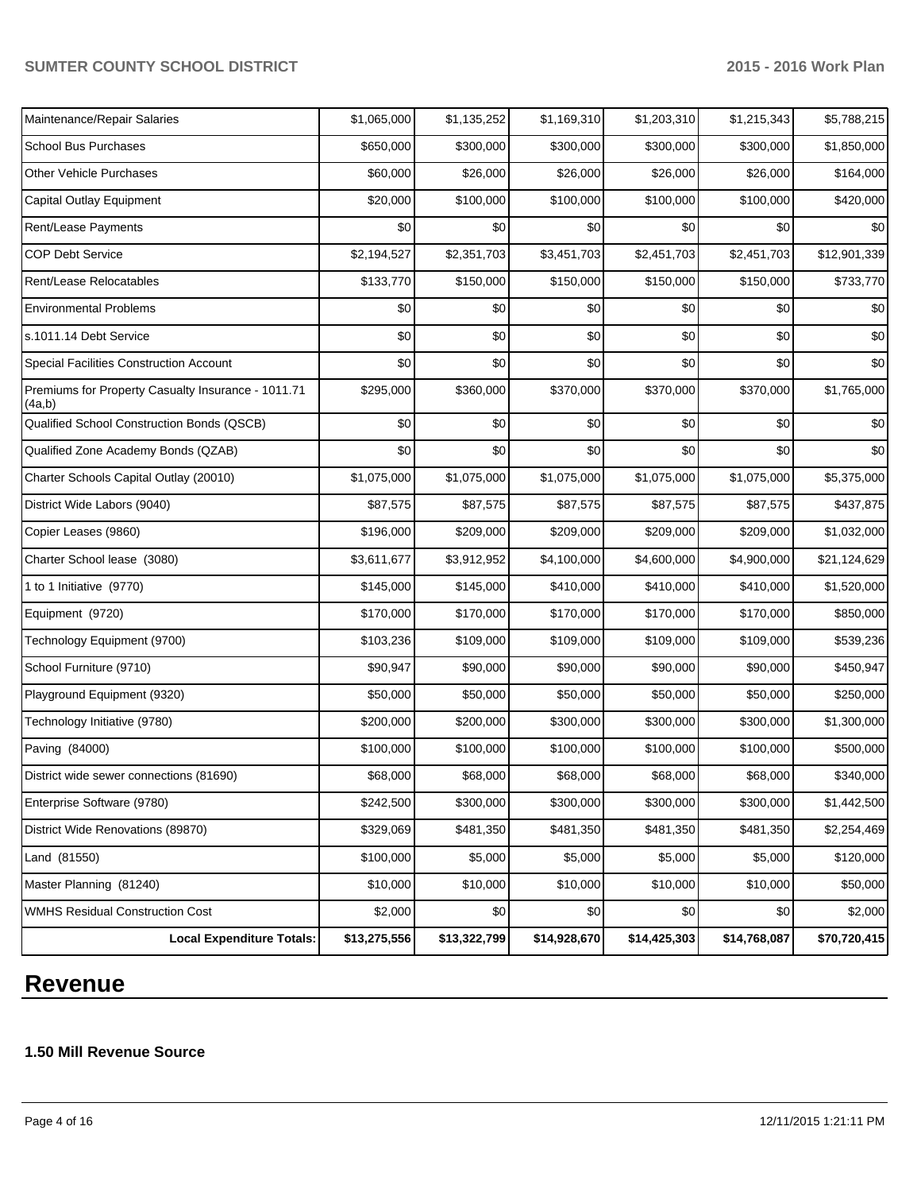| Maintenance/Repair Salaries | $1,065,000 | $1,135,252 | $1,169,310 | $1,203,310 | $1,215,343 | $5,788,215 |
|---|---|---|---|---|---|---|
| School Bus Purchases | $650,000 | $300,000 | $300,000 | $300,000 | $300,000 | $1,850,000 |
| Other Vehicle Purchases | $60,000 | $26,000 | $26,000 | $26,000 | $26,000 | $164,000 |
| Capital Outlay Equipment | $20,000 | $100,000 | $100,000 | $100,000 | $100,000 | $420,000 |
| Rent/Lease Payments | $0 | $0 | $0 | $0 | $0 | $0 |
| COP Debt Service | $2,194,527 | $2,351,703 | $3,451,703 | $2,451,703 | $2,451,703 | $12,901,339 |
| Rent/Lease Relocatables | $133,770 | $150,000 | $150,000 | $150,000 | $150,000 | $733,770 |
| Environmental Problems | $0 | $0 | $0 | $0 | $0 | $0 |
| s.1011.14 Debt Service | $0 | $0 | $0 | $0 | $0 | $0 |
| Special Facilities Construction Account | $0 | $0 | $0 | $0 | $0 | $0 |
| Premiums for Property Casualty Insurance - 1011.71 (4a,b) | $295,000 | $360,000 | $370,000 | $370,000 | $370,000 | $1,765,000 |
| Qualified School Construction Bonds (QSCB) | $0 | $0 | $0 | $0 | $0 | $0 |
| Qualified Zone Academy Bonds (QZAB) | $0 | $0 | $0 | $0 | $0 | $0 |
| Charter Schools Capital Outlay (20010) | $1,075,000 | $1,075,000 | $1,075,000 | $1,075,000 | $1,075,000 | $5,375,000 |
| District Wide Labors (9040) | $87,575 | $87,575 | $87,575 | $87,575 | $87,575 | $437,875 |
| Copier Leases (9860) | $196,000 | $209,000 | $209,000 | $209,000 | $209,000 | $1,032,000 |
| Charter School lease (3080) | $3,611,677 | $3,912,952 | $4,100,000 | $4,600,000 | $4,900,000 | $21,124,629 |
| 1 to 1 Initiative (9770) | $145,000 | $145,000 | $410,000 | $410,000 | $410,000 | $1,520,000 |
| Equipment (9720) | $170,000 | $170,000 | $170,000 | $170,000 | $170,000 | $850,000 |
| Technology Equipment (9700) | $103,236 | $109,000 | $109,000 | $109,000 | $109,000 | $539,236 |
| School Furniture (9710) | $90,947 | $90,000 | $90,000 | $90,000 | $90,000 | $450,947 |
| Playground Equipment (9320) | $50,000 | $50,000 | $50,000 | $50,000 | $50,000 | $250,000 |
| Technology Initiative (9780) | $200,000 | $200,000 | $300,000 | $300,000 | $300,000 | $1,300,000 |
| Paving (84000) | $100,000 | $100,000 | $100,000 | $100,000 | $100,000 | $500,000 |
| District wide sewer connections (81690) | $68,000 | $68,000 | $68,000 | $68,000 | $68,000 | $340,000 |
| Enterprise Software (9780) | $242,500 | $300,000 | $300,000 | $300,000 | $300,000 | $1,442,500 |
| District Wide Renovations (89870) | $329,069 | $481,350 | $481,350 | $481,350 | $481,350 | $2,254,469 |
| Land (81550) | $100,000 | $5,000 | $5,000 | $5,000 | $5,000 | $120,000 |
| Master Planning (81240) | $10,000 | $10,000 | $10,000 | $10,000 | $10,000 | $50,000 |
| WMHS Residual Construction Cost | $2,000 | $0 | $0 | $0 | $0 | $2,000 |
| **Local Expenditure Totals:** | **$13,275,556** | **$13,322,799** | **$14,928,670** | **$14,425,303** | **$14,768,087** | **$70,720,415** |

# Revenue

### 1.50 Mill Revenue Source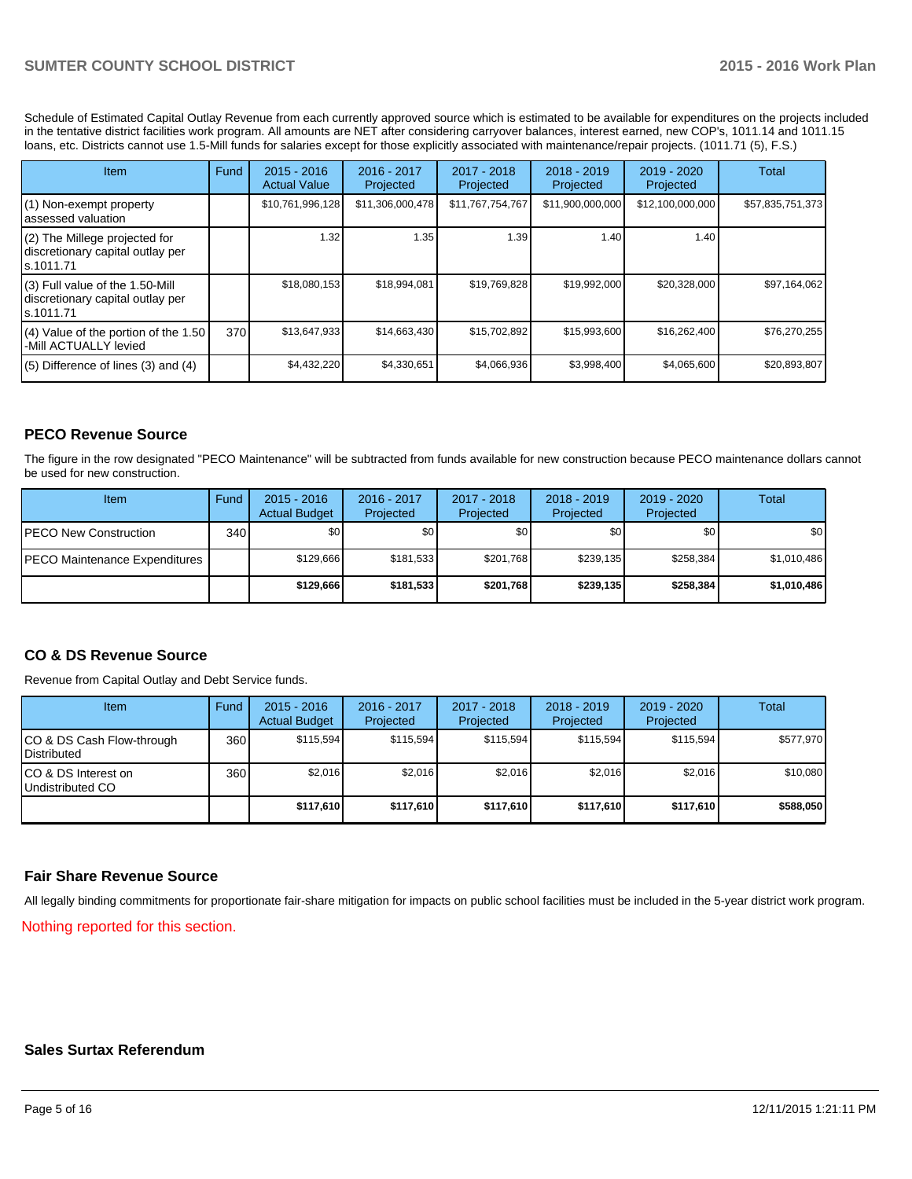Schedule of Estimated Capital Outlay Revenue from each currently approved source which is estimated to be available for expenditures on the projects included in the tentative district facilities work program. All amounts are NET after considering carryover balances, interest earned, new COP's, 1011.14 and 1011.15 loans, etc. Districts cannot use 1.5-Mill funds for salaries except for those explicitly associated with maintenance/repair projects. (1011.71 (5), F.S.)

| Item | Fund | 2015 - 2016 Actual Value | 2016 - 2017 Projected | 2017 - 2018 Projected | 2018 - 2019 Projected | 2019 - 2020 Projected | Total |
|---|---|---|---|---|---|---|---|
| (1) Non-exempt property assessed valuation | | $10,761,996,128 | $11,306,000,478 | $11,767,754,767 | $11,900,000,000 | $12,100,000,000 | $57,835,751,373 |
| (2) The Millege projected for discretionary capital outlay per s.1011.71 | | 1.32 | 1.35 | 1.39 | 1.40 | 1.40 | |
| (3) Full value of the 1.50-Mill discretionary capital outlay per s.1011.71 | | $18,080,153 | $18,994,081 | $19,769,828 | $19,992,000 | $20,328,000 | $97,164,062 |
| (4) Value of the portion of the 1.50 -Mill ACTUALLY levied | 370 | $13,647,933 | $14,663,430 | $15,702,892 | $15,993,600 | $16,262,400 | $76,270,255 |
| (5) Difference of lines (3) and (4) | | $4,432,220 | $4,330,651 | $4,066,936 | $3,998,400 | $4,065,600 | $20,893,807 |

## PECO Revenue Source

The figure in the row designated "PECO Maintenance" will be subtracted from funds available for new construction because PECO maintenance dollars cannot be used for new construction.

| Item | Fund | 2015 - 2016 Actual Budget | 2016 - 2017 Projected | 2017 - 2018 Projected | 2018 - 2019 Projected | 2019 - 2020 Projected | Total |
|---|---|---|---|---|---|---|---|
| PECO New Construction | 340 | $0 | $0 | $0 | $0 | $0 | $0 |
| PECO Maintenance Expenditures | | $129,666 | $181,533 | $201,768 | $239,135 | $258,384 | $1,010,486 |
| | | **$129,666** | **$181,533** | **$201,768** | **$239,135** | **$258,384** | **$1,010,486** |

## CO & DS Revenue Source

Revenue from Capital Outlay and Debt Service funds.

| Item | Fund | 2015 - 2016 Actual Budget | 2016 - 2017 Projected | 2017 - 2018 Projected | 2018 - 2019 Projected | 2019 - 2020 Projected | Total |
|---|---|---|---|---|---|---|---|
| CO & DS Cash Flow-through Distributed | 360 | $115,594 | $115,594 | $115,594 | $115,594 | $115,594 | $577,970 |
| CO & DS Interest on Undistributed CO | 360 | $2,016 | $2,016 | $2,016 | $2,016 | $2,016 | $10,080 |
| | | **$117,610** | **$117,610** | **$117,610** | **$117,610** | **$117,610** | **$588,050** |

## Fair Share Revenue Source

All legally binding commitments for proportionate fair-share mitigation for impacts on public school facilities must be included in the 5-year district work program.

Nothing reported for this section.

## Sales Surtax Referendum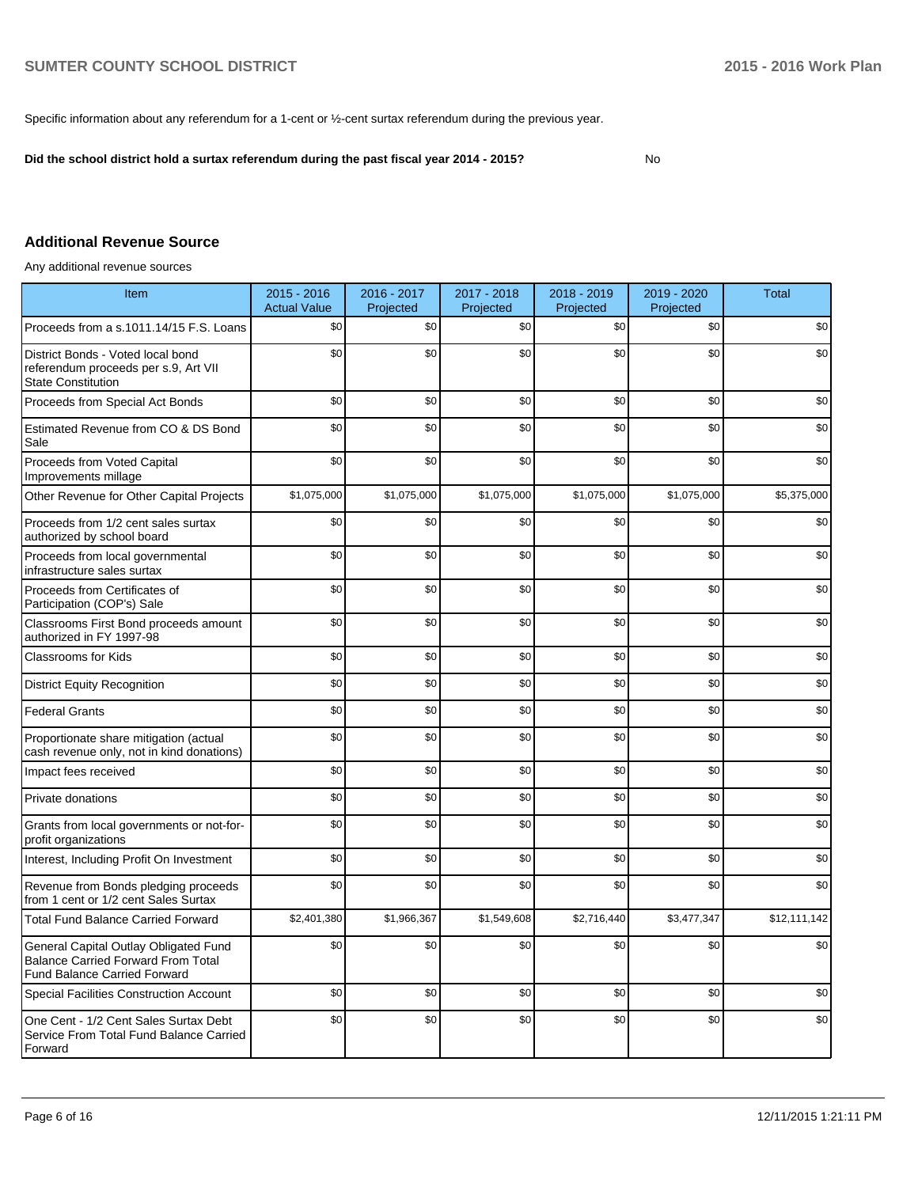Specific information about any referendum for a 1-cent or ½-cent surtax referendum during the previous year.

**Did the school district hold a surtax referendum during the past fiscal year 2014 - 2015?** No

## Additional Revenue Source

Any additional revenue sources

| Item | 2015 - 2016 Actual Value | 2016 - 2017 Projected | 2017 - 2018 Projected | 2018 - 2019 Projected | 2019 - 2020 Projected | Total |
|---|---|---|---|---|---|---|
| Proceeds from a s.1011.14/15 F.S. Loans | $0 | $0 | $0 | $0 | $0 | $0 |
| District Bonds - Voted local bond referendum proceeds per s.9, Art VII State Constitution | $0 | $0 | $0 | $0 | $0 | $0 |
| Proceeds from Special Act Bonds | $0 | $0 | $0 | $0 | $0 | $0 |
| Estimated Revenue from CO & DS Bond Sale | $0 | $0 | $0 | $0 | $0 | $0 |
| Proceeds from Voted Capital Improvements millage | $0 | $0 | $0 | $0 | $0 | $0 |
| Other Revenue for Other Capital Projects | $1,075,000 | $1,075,000 | $1,075,000 | $1,075,000 | $1,075,000 | $5,375,000 |
| Proceeds from 1/2 cent sales surtax authorized by school board | $0 | $0 | $0 | $0 | $0 | $0 |
| Proceeds from local governmental infrastructure sales surtax | $0 | $0 | $0 | $0 | $0 | $0 |
| Proceeds from Certificates of Participation (COP's) Sale | $0 | $0 | $0 | $0 | $0 | $0 |
| Classrooms First Bond proceeds amount authorized in FY 1997-98 | $0 | $0 | $0 | $0 | $0 | $0 |
| Classrooms for Kids | $0 | $0 | $0 | $0 | $0 | $0 |
| District Equity Recognition | $0 | $0 | $0 | $0 | $0 | $0 |
| Federal Grants | $0 | $0 | $0 | $0 | $0 | $0 |
| Proportionate share mitigation (actual cash revenue only, not in kind donations) | $0 | $0 | $0 | $0 | $0 | $0 |
| Impact fees received | $0 | $0 | $0 | $0 | $0 | $0 |
| Private donations | $0 | $0 | $0 | $0 | $0 | $0 |
| Grants from local governments or not-for-profit organizations | $0 | $0 | $0 | $0 | $0 | $0 |
| Interest, Including Profit On Investment | $0 | $0 | $0 | $0 | $0 | $0 |
| Revenue from Bonds pledging proceeds from 1 cent or 1/2 cent Sales Surtax | $0 | $0 | $0 | $0 | $0 | $0 |
| Total Fund Balance Carried Forward | $2,401,380 | $1,966,367 | $1,549,608 | $2,716,440 | $3,477,347 | $12,111,142 |
| General Capital Outlay Obligated Fund Balance Carried Forward From Total Fund Balance Carried Forward | $0 | $0 | $0 | $0 | $0 | $0 |
| Special Facilities Construction Account | $0 | $0 | $0 | $0 | $0 | $0 |
| One Cent - 1/2 Cent Sales Surtax Debt Service From Total Fund Balance Carried Forward | $0 | $0 | $0 | $0 | $0 | $0 |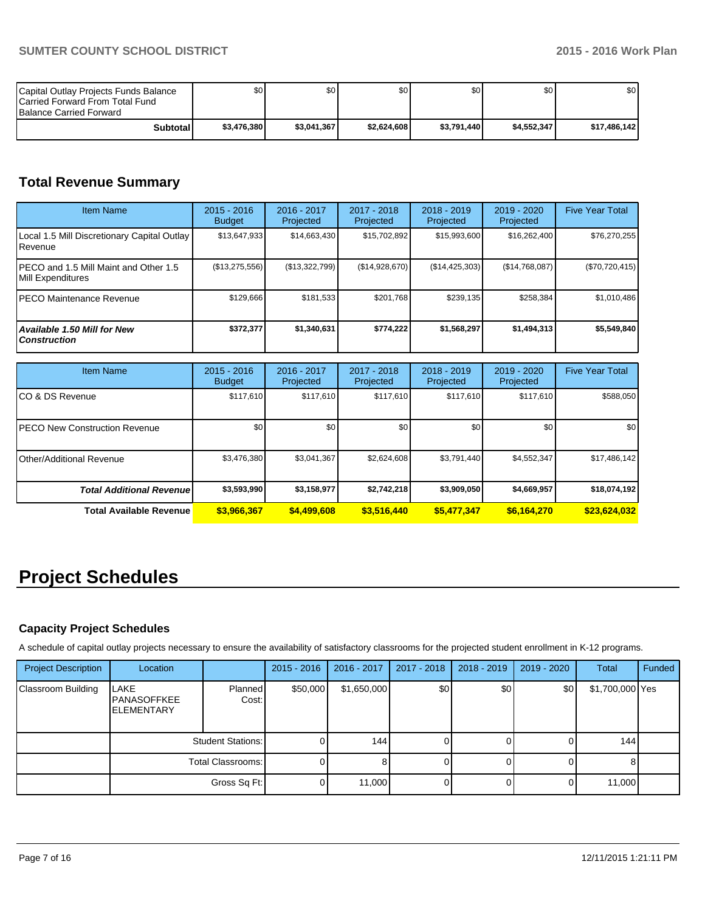| | | | | | | |
|---|---|---|---|---|---|---|
| Capital Outlay Projects Funds Balance Carried Forward From Total Fund Balance Carried Forward | $0 | $0 | $0 | $0 | $0 | $0 |
| **Subtotal** | **$3,476,380** | **$3,041,367** | **$2,624,608** | **$3,791,440** | **$4,552,347** | **$17,486,142** |

## Total Revenue Summary

| Item Name | 2015 - 2016 Budget | 2016 - 2017 Projected | 2017 - 2018 Projected | 2018 - 2019 Projected | 2019 - 2020 Projected | Five Year Total |
|---|---|---|---|---|---|---|
| Local 1.5 Mill Discretionary Capital Outlay Revenue | $13,647,933 | $14,663,430 | $15,702,892 | $15,993,600 | $16,262,400 | $76,270,255 |
| PECO and 1.5 Mill Maint and Other 1.5 Mill Expenditures | ($13,275,556) | ($13,322,799) | ($14,928,670) | ($14,425,303) | ($14,768,087) | ($70,720,415) |
| PECO Maintenance Revenue | $129,666 | $181,533 | $201,768 | $239,135 | $258,384 | $1,010,486 |
| ***Available 1.50 Mill for New Construction*** | **$372,377** | **$1,340,631** | **$774,222** | **$1,568,297** | **$1,494,313** | **$5,549,840** |

| Item Name | 2015 - 2016 Budget | 2016 - 2017 Projected | 2017 - 2018 Projected | 2018 - 2019 Projected | 2019 - 2020 Projected | Five Year Total |
|---|---|---|---|---|---|---|
| CO & DS Revenue | $117,610 | $117,610 | $117,610 | $117,610 | $117,610 | $588,050 |
| PECO New Construction Revenue | $0 | $0 | $0 | $0 | $0 | $0 |
| Other/Additional Revenue | $3,476,380 | $3,041,367 | $2,624,608 | $3,791,440 | $4,552,347 | $17,486,142 |
| ***Total Additional Revenue*** | **$3,593,990** | **$3,158,977** | **$2,742,218** | **$3,909,050** | **$4,669,957** | **$18,074,192** |
| **Total Available Revenue** | **$3,966,367** | **$4,499,608** | **$3,516,440** | **$5,477,347** | **$6,164,270** | **$23,624,032** |

# Project Schedules

### Capacity Project Schedules

A schedule of capital outlay projects necessary to ensure the availability of satisfactory classrooms for the projected student enrollment in K-12 programs.

| Project Description | Location | | 2015 - 2016 | 2016 - 2017 | 2017 - 2018 | 2018 - 2019 | 2019 - 2020 | Total | Funded |
|---|---|---|---|---|---|---|---|---|---|
| Classroom Building | LAKE PANASOFFKEE ELEMENTARY | Planned Cost: | $50,000 | $1,650,000 | $0 | $0 | $0 | $1,700,000 | Yes |
| | | Student Stations: | 0 | 144 | 0 | 0 | 0 | 144 | |
| | | Total Classrooms: | 0 | 8 | 0 | 0 | 0 | 8 | |
| | | Gross Sq Ft: | 0 | 11,000 | 0 | 0 | 0 | 11,000 | |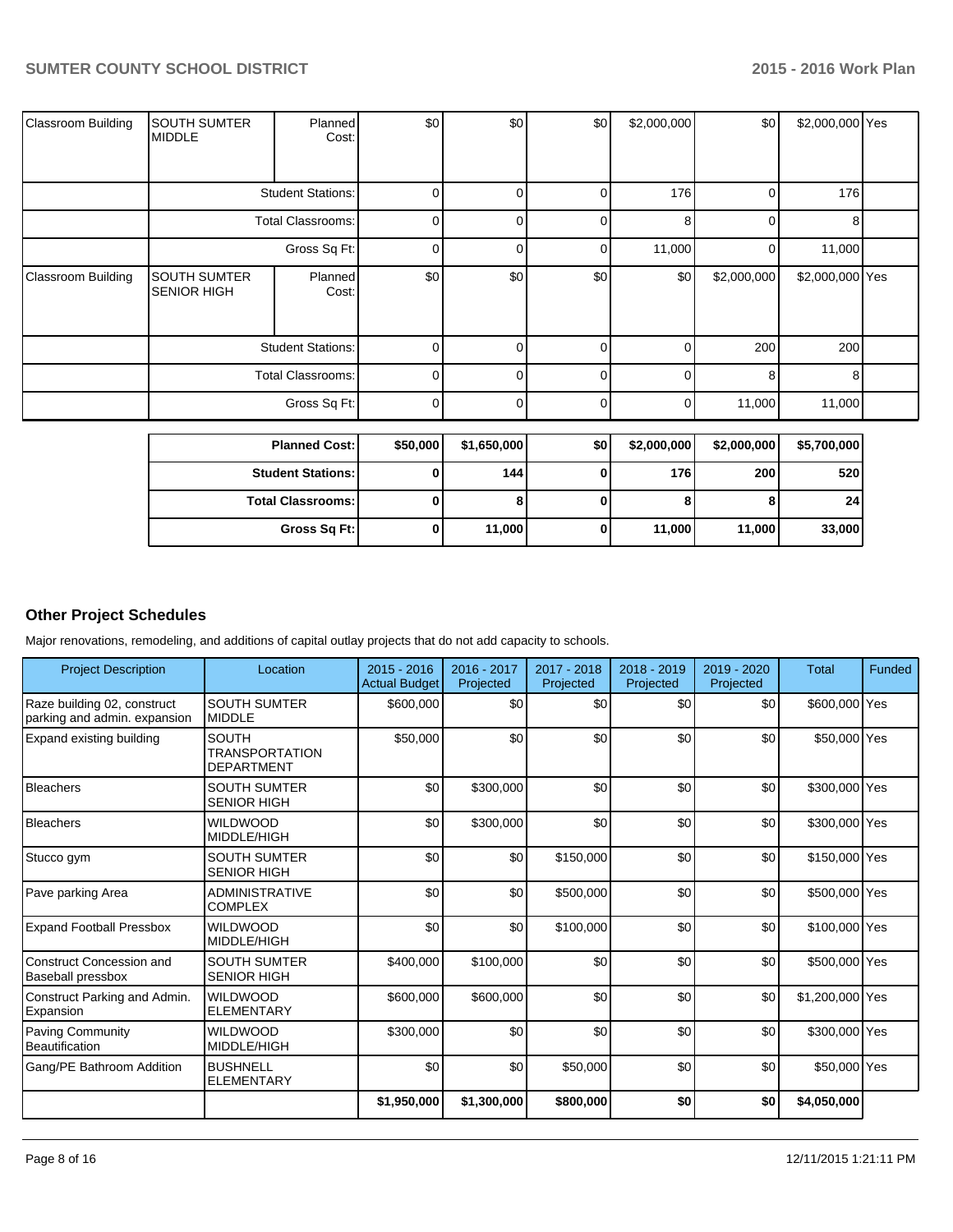| Classroom Building | SOUTH SUMTER MIDDLE | Planned Cost: | $0 | $0 | $0 | $2,000,000 | $0 | $2,000,000 | Yes |
|---|---|---|---|---|---|---|---|---|---|
| | | Student Stations: | 0 | 0 | 0 | 176 | 0 | 176 | |
| | | Total Classrooms: | 0 | 0 | 0 | 8 | 0 | 8 | |
| | | Gross Sq Ft: | 0 | 0 | 0 | 11,000 | 0 | 11,000 | |
| Classroom Building | SOUTH SUMTER SENIOR HIGH | Planned Cost: | $0 | $0 | $0 | $0 | $2,000,000 | $2,000,000 | Yes |
| | | Student Stations: | 0 | 0 | 0 | 0 | 200 | 200 | |
| | | Total Classrooms: | 0 | 0 | 0 | 0 | 8 | 8 | |
| | | Gross Sq Ft: | 0 | 0 | 0 | 0 | 11,000 | 11,000 | |

| | | | | | | |
|---|---|---|---|---|---|---|
| **Planned Cost:** | **$50,000** | **$1,650,000** | **$0** | **$2,000,000** | **$2,000,000** | **$5,700,000** |
| **Student Stations:** | **0** | **144** | **0** | **176** | **200** | **520** |
| **Total Classrooms:** | **0** | **8** | **0** | **8** | **8** | **24** |
| **Gross Sq Ft:** | **0** | **11,000** | **0** | **11,000** | **11,000** | **33,000** |

## Other Project Schedules

Major renovations, remodeling, and additions of capital outlay projects that do not add capacity to schools.

| Project Description | Location | 2015 - 2016 Actual Budget | 2016 - 2017 Projected | 2017 - 2018 Projected | 2018 - 2019 Projected | 2019 - 2020 Projected | Total | Funded |
|---|---|---|---|---|---|---|---|---|
| Raze building 02, construct parking and admin. expansion | SOUTH SUMTER MIDDLE | $600,000 | $0 | $0 | $0 | $0 | $600,000 | Yes |
| Expand existing building | SOUTH TRANSPORTATION DEPARTMENT | $50,000 | $0 | $0 | $0 | $0 | $50,000 | Yes |
| Bleachers | SOUTH SUMTER SENIOR HIGH | $0 | $300,000 | $0 | $0 | $0 | $300,000 | Yes |
| Bleachers | WILDWOOD MIDDLE/HIGH | $0 | $300,000 | $0 | $0 | $0 | $300,000 | Yes |
| Stucco gym | SOUTH SUMTER SENIOR HIGH | $0 | $0 | $150,000 | $0 | $0 | $150,000 | Yes |
| Pave parking Area | ADMINISTRATIVE COMPLEX | $0 | $0 | $500,000 | $0 | $0 | $500,000 | Yes |
| Expand Football Pressbox | WILDWOOD MIDDLE/HIGH | $0 | $0 | $100,000 | $0 | $0 | $100,000 | Yes |
| Construct Concession and Baseball pressbox | SOUTH SUMTER SENIOR HIGH | $400,000 | $100,000 | $0 | $0 | $0 | $500,000 | Yes |
| Construct Parking and Admin. Expansion | WILDWOOD ELEMENTARY | $600,000 | $600,000 | $0 | $0 | $0 | $1,200,000 | Yes |
| Paving Community Beautification | WILDWOOD MIDDLE/HIGH | $300,000 | $0 | $0 | $0 | $0 | $300,000 | Yes |
| Gang/PE Bathroom Addition | BUSHNELL ELEMENTARY | $0 | $0 | $50,000 | $0 | $0 | $50,000 | Yes |
| | | **$1,950,000** | **$1,300,000** | **$800,000** | **$0** | **$0** | **$4,050,000** | |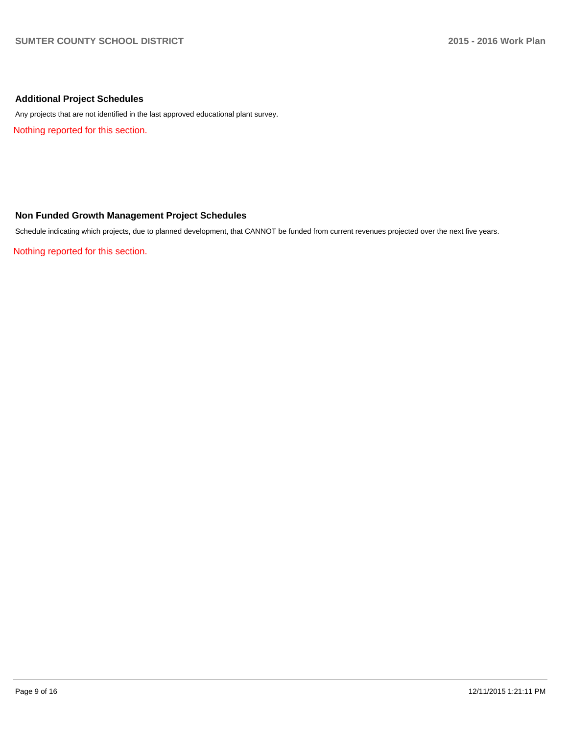## Additional Project Schedules

Any projects that are not identified in the last approved educational plant survey.

Nothing reported for this section.

## Non Funded Growth Management Project Schedules

Schedule indicating which projects, due to planned development, that CANNOT be funded from current revenues projected over the next five years.

Nothing reported for this section.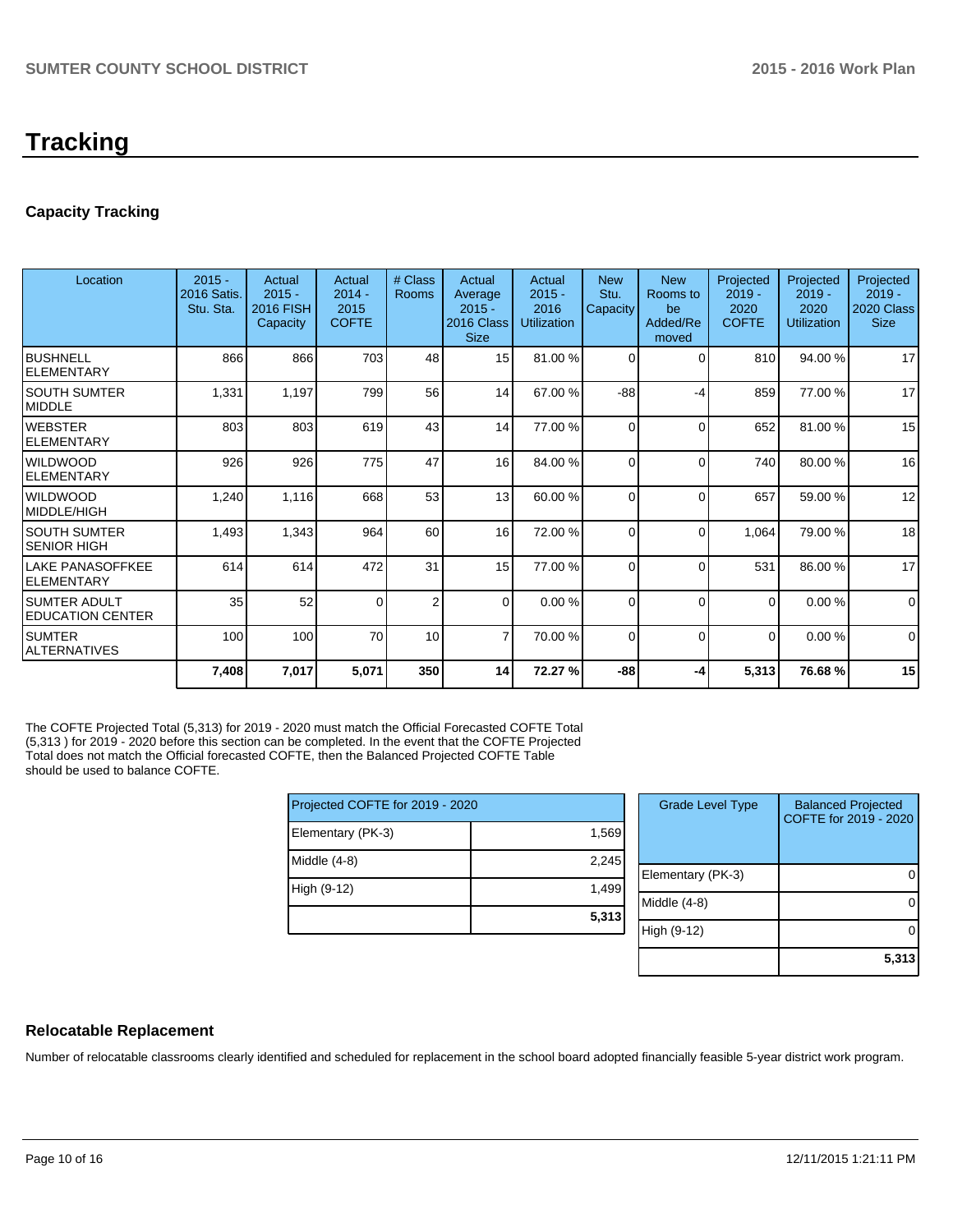# Tracking

## Capacity Tracking

| Location | 2015 - 2016 Satis. Stu. Sta. | Actual 2015 - 2016 FISH Capacity | Actual 2014 - 2015 COFTE | # Class Rooms | Actual Average 2015 - 2016 Class Size | Actual 2015 - 2016 Utilization | New Stu. Capacity | New Rooms to be Added/Removed | Projected 2019 - 2020 COFTE | Projected 2019 - 2020 Utilization | Projected 2019 - 2020 Class Size |
|---|---|---|---|---|---|---|---|---|---|---|---|
| BUSHNELL ELEMENTARY | 866 | 866 | 703 | 48 | 15 | 81.00 % | 0 | 0 | 810 | 94.00 % | 17 |
| SOUTH SUMTER MIDDLE | 1,331 | 1,197 | 799 | 56 | 14 | 67.00 % | -88 | -4 | 859 | 77.00 % | 17 |
| WEBSTER ELEMENTARY | 803 | 803 | 619 | 43 | 14 | 77.00 % | 0 | 0 | 652 | 81.00 % | 15 |
| WILDWOOD ELEMENTARY | 926 | 926 | 775 | 47 | 16 | 84.00 % | 0 | 0 | 740 | 80.00 % | 16 |
| WILDWOOD MIDDLE/HIGH | 1,240 | 1,116 | 668 | 53 | 13 | 60.00 % | 0 | 0 | 657 | 59.00 % | 12 |
| SOUTH SUMTER SENIOR HIGH | 1,493 | 1,343 | 964 | 60 | 16 | 72.00 % | 0 | 0 | 1,064 | 79.00 % | 18 |
| LAKE PANASOFFKEE ELEMENTARY | 614 | 614 | 472 | 31 | 15 | 77.00 % | 0 | 0 | 531 | 86.00 % | 17 |
| SUMTER ADULT EDUCATION CENTER | 35 | 52 | 0 | 2 | 0 | 0.00 % | 0 | 0 | 0 | 0.00 % | 0 |
| SUMTER ALTERNATIVES | 100 | 100 | 70 | 10 | 7 | 70.00 % | 0 | 0 | 0 | 0.00 % | 0 |
| | **7,408** | **7,017** | **5,071** | **350** | **14** | **72.27 %** | **-88** | **-4** | **5,313** | **76.68 %** | **15** |

The COFTE Projected Total (5,313) for 2019 - 2020 must match the Official Forecasted COFTE Total (5,313 ) for 2019 - 2020 before this section can be completed. In the event that the COFTE Projected Total does not match the Official forecasted COFTE, then the Balanced Projected COFTE Table should be used to balance COFTE.

| Projected COFTE for 2019 - 2020 | |
|---|---|
| Elementary (PK-3) | 1,569 |
| Middle (4-8) | 2,245 |
| High (9-12) | 1,499 |
| | **5,313** |

| Grade Level Type | Balanced Projected COFTE for 2019 - 2020 |
|---|---|
| Elementary (PK-3) | 0 |
| Middle (4-8) | 0 |
| High (9-12) | 0 |
| | **5,313** |

## Relocatable Replacement

Number of relocatable classrooms clearly identified and scheduled for replacement in the school board adopted financially feasible 5-year district work program.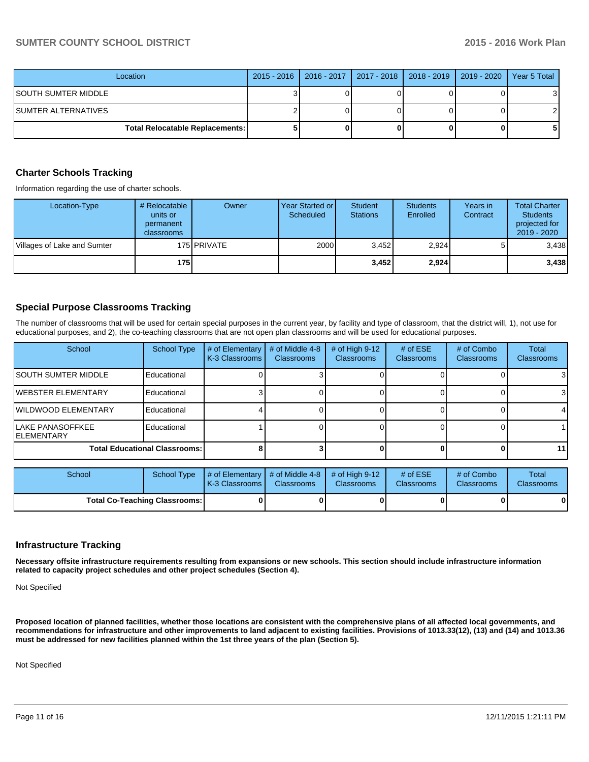| Location | 2015 - 2016 | 2016 - 2017 | 2017 - 2018 | 2018 - 2019 | 2019 - 2020 | Year 5 Total |
|---|---|---|---|---|---|---|
| SOUTH SUMTER MIDDLE | 3 | 0 | 0 | 0 | 0 | 3 |
| SUMTER ALTERNATIVES | 2 | 0 | 0 | 0 | 0 | 2 |
| **Total Relocatable Replacements:** | **5** | **0** | **0** | **0** | **0** | **5** |

## Charter Schools Tracking

Information regarding the use of charter schools.

| Location-Type | # Relocatable units or permanent classrooms | Owner | Year Started or Scheduled | Student Stations | Students Enrolled | Years in Contract | Total Charter Students projected for 2019 - 2020 |
|---|---|---|---|---|---|---|---|
| Villages of Lake and Sumter | 175 | PRIVATE | 2000 | 3,452 | 2,924 | 5 | 3,438 |
| | **175** | | | **3,452** | **2,924** | | **3,438** |

## Special Purpose Classrooms Tracking

The number of classrooms that will be used for certain special purposes in the current year, by facility and type of classroom, that the district will, 1), not use for educational purposes, and 2), the co-teaching classrooms that are not open plan classrooms and will be used for educational purposes.

| School | School Type | # of Elementary K-3 Classrooms | # of Middle 4-8 Classrooms | # of High 9-12 Classrooms | # of ESE Classrooms | # of Combo Classrooms | Total Classrooms |
|---|---|---|---|---|---|---|---|
| SOUTH SUMTER MIDDLE | Educational | 0 | 3 | 0 | 0 | 0 | 3 |
| WEBSTER ELEMENTARY | Educational | 3 | 0 | 0 | 0 | 0 | 3 |
| WILDWOOD ELEMENTARY | Educational | 4 | 0 | 0 | 0 | 0 | 4 |
| LAKE PANASOFFKEE ELEMENTARY | Educational | 1 | 0 | 0 | 0 | 0 | 1 |
| **Total Educational Classrooms:** | | **8** | **3** | **0** | **0** | **0** | **11** |

| School | School Type | # of Elementary K-3 Classrooms | # of Middle 4-8 Classrooms | # of High 9-12 Classrooms | # of ESE Classrooms | # of Combo Classrooms | Total Classrooms |
|---|---|---|---|---|---|---|---|
| **Total Co-Teaching Classrooms:** | | **0** | **0** | **0** | **0** | **0** | **0** |

## Infrastructure Tracking

**Necessary offsite infrastructure requirements resulting from expansions or new schools. This section should include infrastructure information related to capacity project schedules and other project schedules (Section 4).**

Not Specified

**Proposed location of planned facilities, whether those locations are consistent with the comprehensive plans of all affected local governments, and recommendations for infrastructure and other improvements to land adjacent to existing facilities. Provisions of 1013.33(12), (13) and (14) and 1013.36 must be addressed for new facilities planned within the 1st three years of the plan (Section 5).**

Not Specified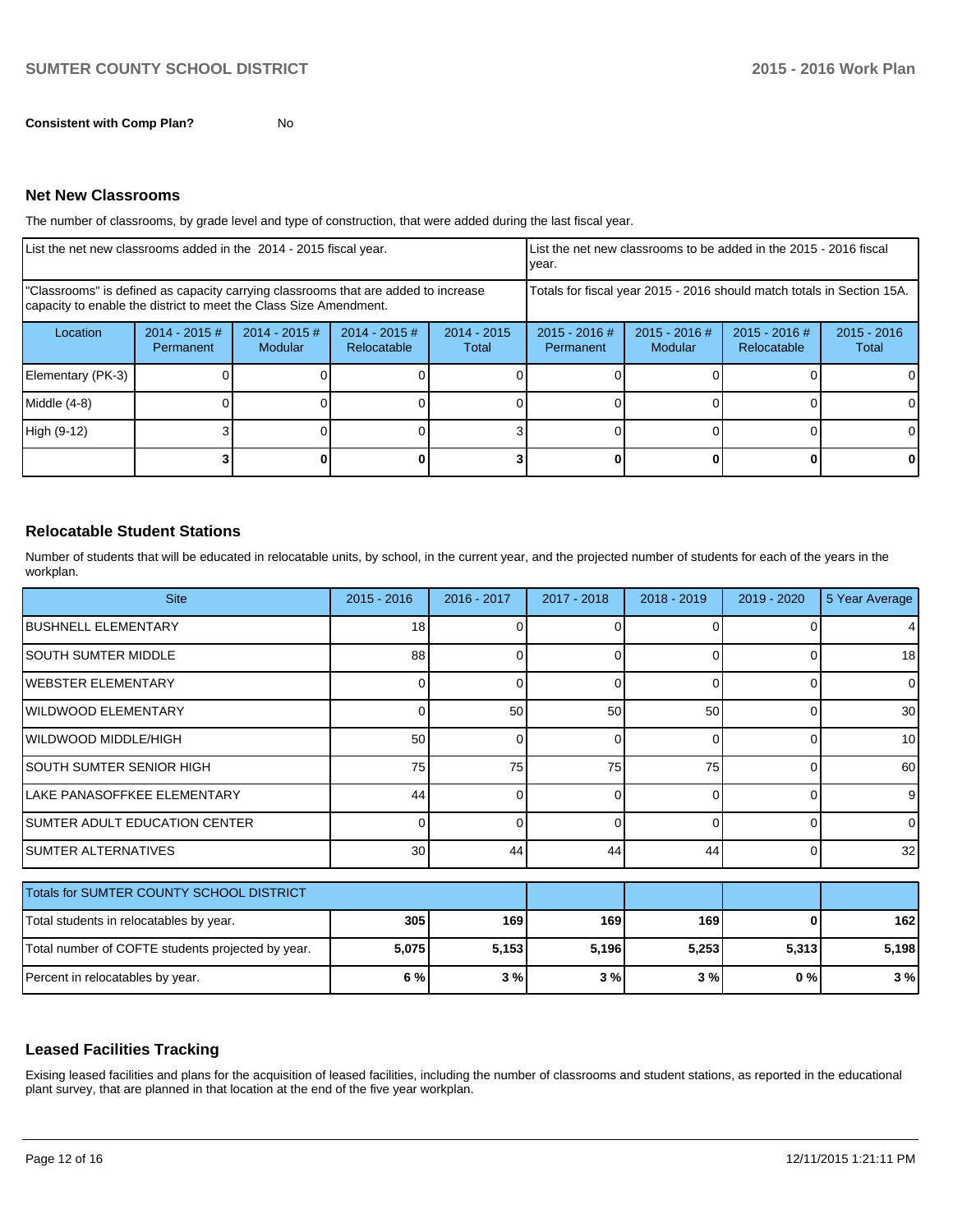**Consistent with Comp Plan?** No

## Net New Classrooms

The number of classrooms, by grade level and type of construction, that were added during the last fiscal year.

| List the net new classrooms added in the 2014 - 2015 fiscal year. | | | | | List the net new classrooms to be added in the 2015 - 2016 fiscal year. | | | |
|---|---|---|---|---|---|---|---|---|
| "Classrooms" is defined as capacity carrying classrooms that are added to increase capacity to enable the district to meet the Class Size Amendment. | | | | | Totals for fiscal year 2015 - 2016 should match totals in Section 15A. | | | |
| Location | 2014 - 2015 # Permanent | 2014 - 2015 # Modular | 2014 - 2015 # Relocatable | 2014 - 2015 Total | 2015 - 2016 # Permanent | 2015 - 2016 # Modular | 2015 - 2016 # Relocatable | 2015 - 2016 Total |
| Elementary (PK-3) | 0 | 0 | 0 | 0 | 0 | 0 | 0 | 0 |
| Middle (4-8) | 0 | 0 | 0 | 0 | 0 | 0 | 0 | 0 |
| High (9-12) | 3 | 0 | 0 | 3 | 0 | 0 | 0 | 0 |
| | **3** | **0** | **0** | **3** | **0** | **0** | **0** | **0** |

## Relocatable Student Stations

Number of students that will be educated in relocatable units, by school, in the current year, and the projected number of students for each of the years in the workplan.

| Site | 2015 - 2016 | 2016 - 2017 | 2017 - 2018 | 2018 - 2019 | 2019 - 2020 | 5 Year Average |
|---|---|---|---|---|---|---|
| BUSHNELL ELEMENTARY | 18 | 0 | 0 | 0 | 0 | 4 |
| SOUTH SUMTER MIDDLE | 88 | 0 | 0 | 0 | 0 | 18 |
| WEBSTER ELEMENTARY | 0 | 0 | 0 | 0 | 0 | 0 |
| WILDWOOD ELEMENTARY | 0 | 50 | 50 | 50 | 0 | 30 |
| WILDWOOD MIDDLE/HIGH | 50 | 0 | 0 | 0 | 0 | 10 |
| SOUTH SUMTER SENIOR HIGH | 75 | 75 | 75 | 75 | 0 | 60 |
| LAKE PANASOFFKEE ELEMENTARY | 44 | 0 | 0 | 0 | 0 | 9 |
| SUMTER ADULT EDUCATION CENTER | 0 | 0 | 0 | 0 | 0 | 0 |
| SUMTER ALTERNATIVES | 30 | 44 | 44 | 44 | 0 | 32 |

| Totals for SUMTER COUNTY SCHOOL DISTRICT | | | | | | |
|---|---|---|---|---|---|---|
| Total students in relocatables by year. | **305** | **169** | **169** | **169** | **0** | **162** |
| Total number of COFTE students projected by year. | **5,075** | **5,153** | **5,196** | **5,253** | **5,313** | **5,198** |
| Percent in relocatables by year. | **6 %** | **3 %** | **3 %** | **3 %** | **0 %** | **3 %** |

## Leased Facilities Tracking

Exising leased facilities and plans for the acquisition of leased facilities, including the number of classrooms and student stations, as reported in the educational plant survey, that are planned in that location at the end of the five year workplan.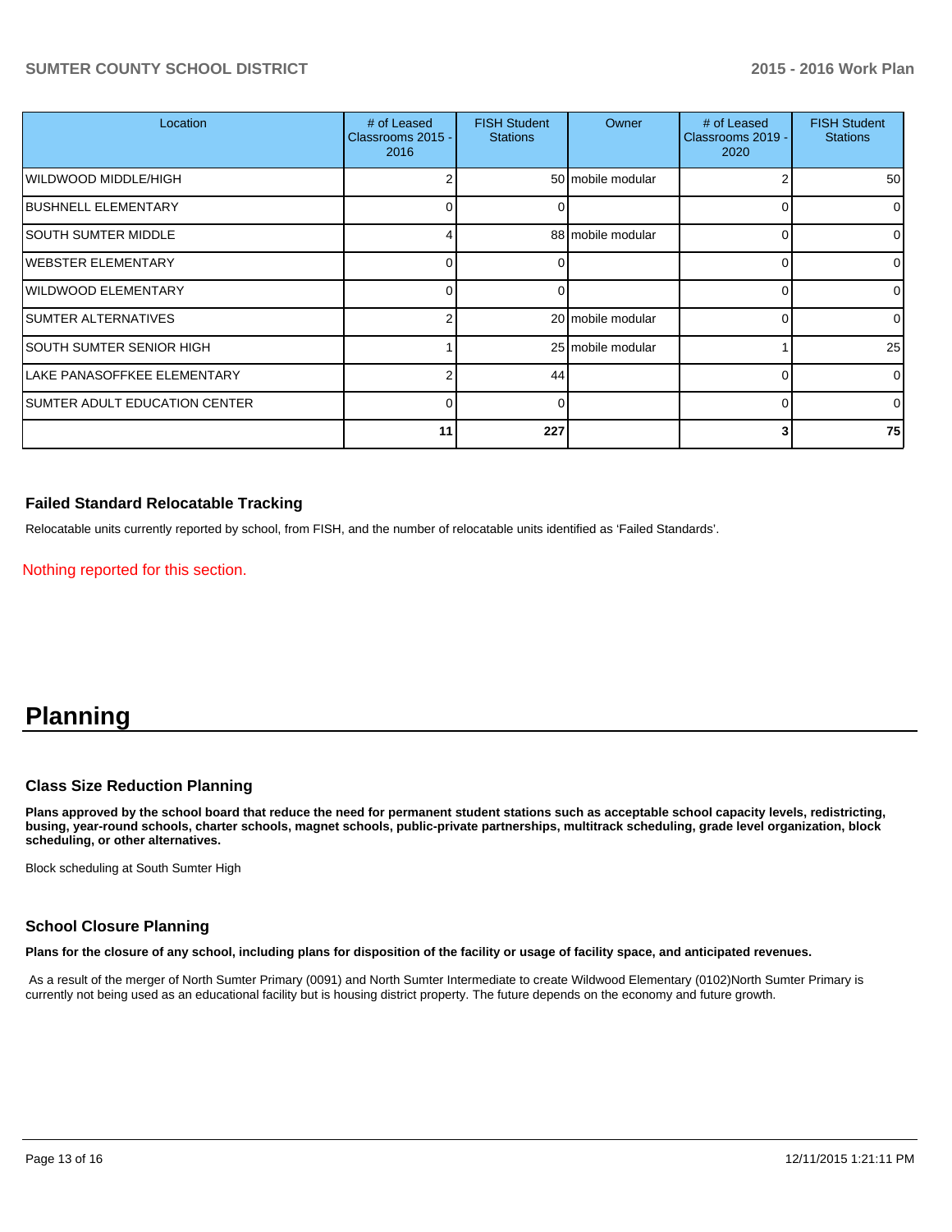| Location | # of Leased Classrooms 2015 - 2016 | FISH Student Stations | Owner | # of Leased Classrooms 2019 - 2020 | FISH Student Stations |
|---|---|---|---|---|---|
| WILDWOOD MIDDLE/HIGH | 2 | 50 | mobile modular | 2 | 50 |
| BUSHNELL ELEMENTARY | 0 | 0 | | 0 | 0 |
| SOUTH SUMTER MIDDLE | 4 | 88 | mobile modular | 0 | 0 |
| WEBSTER ELEMENTARY | 0 | 0 | | 0 | 0 |
| WILDWOOD ELEMENTARY | 0 | 0 | | 0 | 0 |
| SUMTER ALTERNATIVES | 2 | 20 | mobile modular | 0 | 0 |
| SOUTH SUMTER SENIOR HIGH | 1 | 25 | mobile modular | 1 | 25 |
| LAKE PANASOFFKEE ELEMENTARY | 2 | 44 | | 0 | 0 |
| SUMTER ADULT EDUCATION CENTER | 0 | 0 | | 0 | 0 |
| | 11 | 227 | | 3 | 75 |

### Failed Standard Relocatable Tracking

Relocatable units currently reported by school, from FISH, and the number of relocatable units identified as 'Failed Standards'.

Nothing reported for this section.

# Planning

### Class Size Reduction Planning

**Plans approved by the school board that reduce the need for permanent student stations such as acceptable school capacity levels, redistricting, busing, year-round schools, charter schools, magnet schools, public-private partnerships, multitrack scheduling, grade level organization, block scheduling, or other alternatives.**

Block scheduling at South Sumter High

### School Closure Planning

**Plans for the closure of any school, including plans for disposition of the facility or usage of facility space, and anticipated revenues.**

As a result of the merger of North Sumter Primary (0091) and North Sumter Intermediate to create Wildwood Elementary (0102)North Sumter Primary is currently not being used as an educational facility but is housing district property. The future depends on the economy and future growth.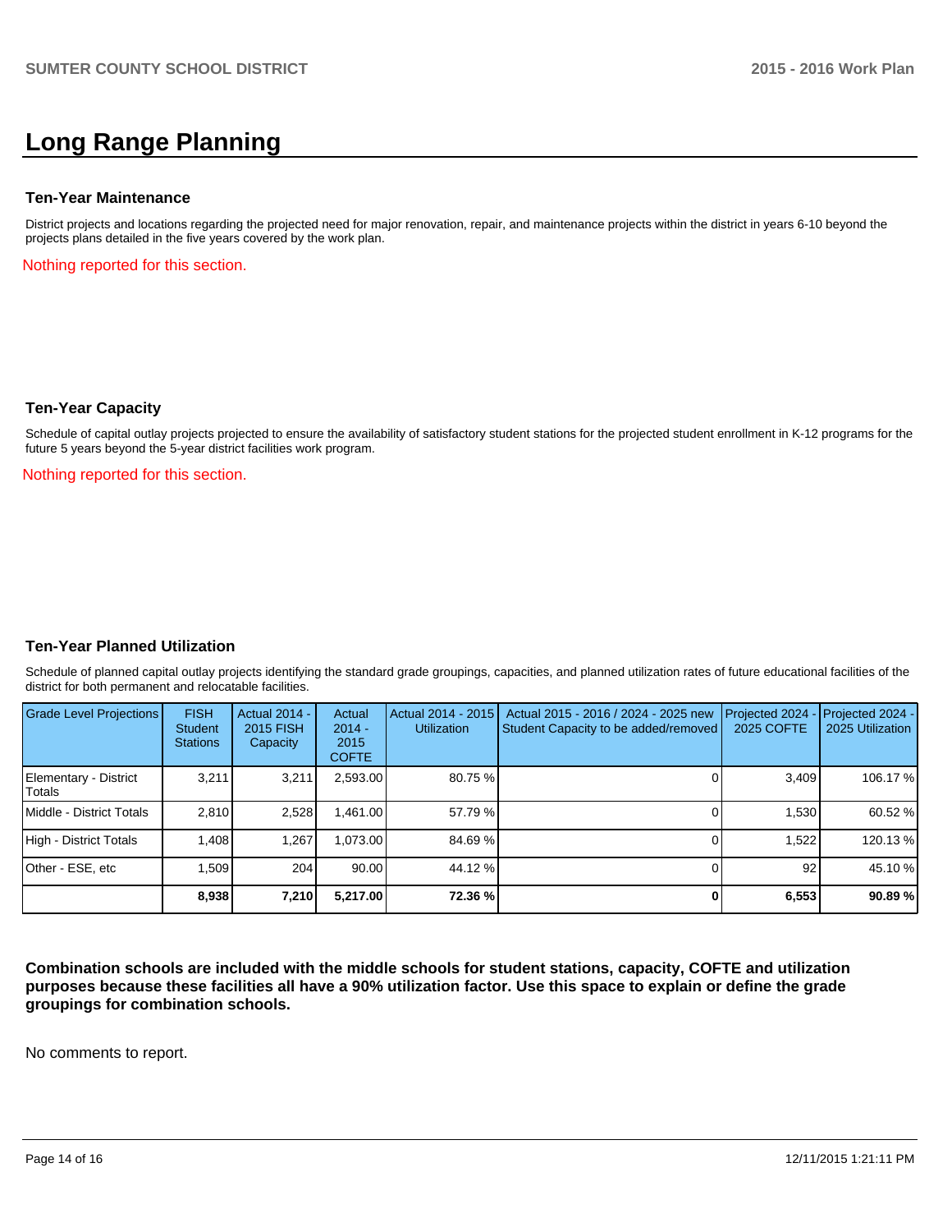# Long Range Planning

### Ten-Year Maintenance

District projects and locations regarding the projected need for major renovation, repair, and maintenance projects within the district in years 6-10 beyond the projects plans detailed in the five years covered by the work plan.

Nothing reported for this section.

### Ten-Year Capacity

Schedule of capital outlay projects projected to ensure the availability of satisfactory student stations for the projected student enrollment in K-12 programs for the future 5 years beyond the 5-year district facilities work program.

Nothing reported for this section.

### Ten-Year Planned Utilization

Schedule of planned capital outlay projects identifying the standard grade groupings, capacities, and planned utilization rates of future educational facilities of the district for both permanent and relocatable facilities.

| Grade Level Projections | FISH Student Stations | Actual 2014 - 2015 FISH Capacity | Actual 2014 - 2015 COFTE | Actual 2014 - 2015 Utilization | Actual 2015 - 2016 / 2024 - 2025 new Student Capacity to be added/removed | Projected 2024 - 2025 COFTE | Projected 2024 - 2025 Utilization |
|---|---|---|---|---|---|---|---|
| Elementary - District Totals | 3,211 | 3,211 | 2,593.00 | 80.75 % | 0 | 3,409 | 106.17 % |
| Middle - District Totals | 2,810 | 2,528 | 1,461.00 | 57.79 % | 0 | 1,530 | 60.52 % |
| High - District Totals | 1,408 | 1,267 | 1,073.00 | 84.69 % | 0 | 1,522 | 120.13 % |
| Other - ESE, etc | 1,509 | 204 | 90.00 | 44.12 % | 0 | 92 | 45.10 % |
| | **8,938** | **7,210** | **5,217.00** | **72.36 %** | **0** | **6,553** | **90.89 %** |

**Combination schools are included with the middle schools for student stations, capacity, COFTE and utilization purposes because these facilities all have a 90% utilization factor. Use this space to explain or define the grade groupings for combination schools.**

No comments to report.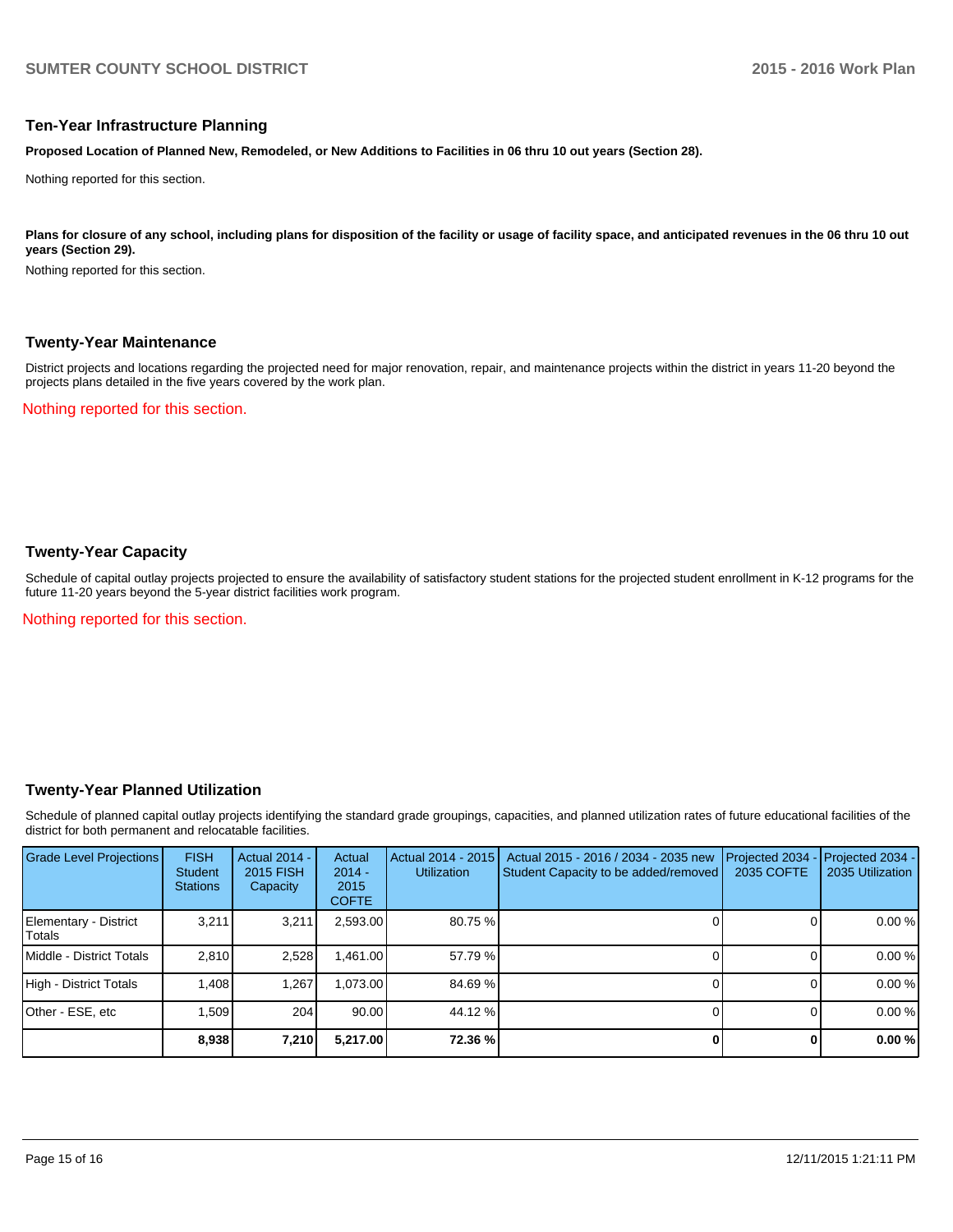## Ten-Year Infrastructure Planning

**Proposed Location of Planned New, Remodeled, or New Additions to Facilities in 06 thru 10 out years (Section 28).**

Nothing reported for this section.

**Plans for closure of any school, including plans for disposition of the facility or usage of facility space, and anticipated revenues in the 06 thru 10 out years (Section 29).**

Nothing reported for this section.

## Twenty-Year Maintenance

District projects and locations regarding the projected need for major renovation, repair, and maintenance projects within the district in years 11-20 beyond the projects plans detailed in the five years covered by the work plan.

Nothing reported for this section.

## Twenty-Year Capacity

Schedule of capital outlay projects projected to ensure the availability of satisfactory student stations for the projected student enrollment in K-12 programs for the future 11-20 years beyond the 5-year district facilities work program.

Nothing reported for this section.

## Twenty-Year Planned Utilization

Schedule of planned capital outlay projects identifying the standard grade groupings, capacities, and planned utilization rates of future educational facilities of the district for both permanent and relocatable facilities.

| Grade Level Projections | FISH Student Stations | Actual 2014 - 2015 FISH Capacity | Actual 2014 - 2015 COFTE | Actual 2014 - 2015 Utilization | Actual 2015 - 2016 / 2034 - 2035 new Student Capacity to be added/removed | Projected 2034 - 2035 COFTE | Projected 2034 - 2035 Utilization |
|---|---|---|---|---|---|---|---|
| Elementary - District Totals | 3,211 | 3,211 | 2,593.00 | 80.75 % | 0 | 0 | 0.00 % |
| Middle - District Totals | 2,810 | 2,528 | 1,461.00 | 57.79 % | 0 | 0 | 0.00 % |
| High - District Totals | 1,408 | 1,267 | 1,073.00 | 84.69 % | 0 | 0 | 0.00 % |
| Other - ESE, etc | 1,509 | 204 | 90.00 | 44.12 % | 0 | 0 | 0.00 % |
| | **8,938** | **7,210** | **5,217.00** | **72.36 %** | **0** | **0** | **0.00 %** |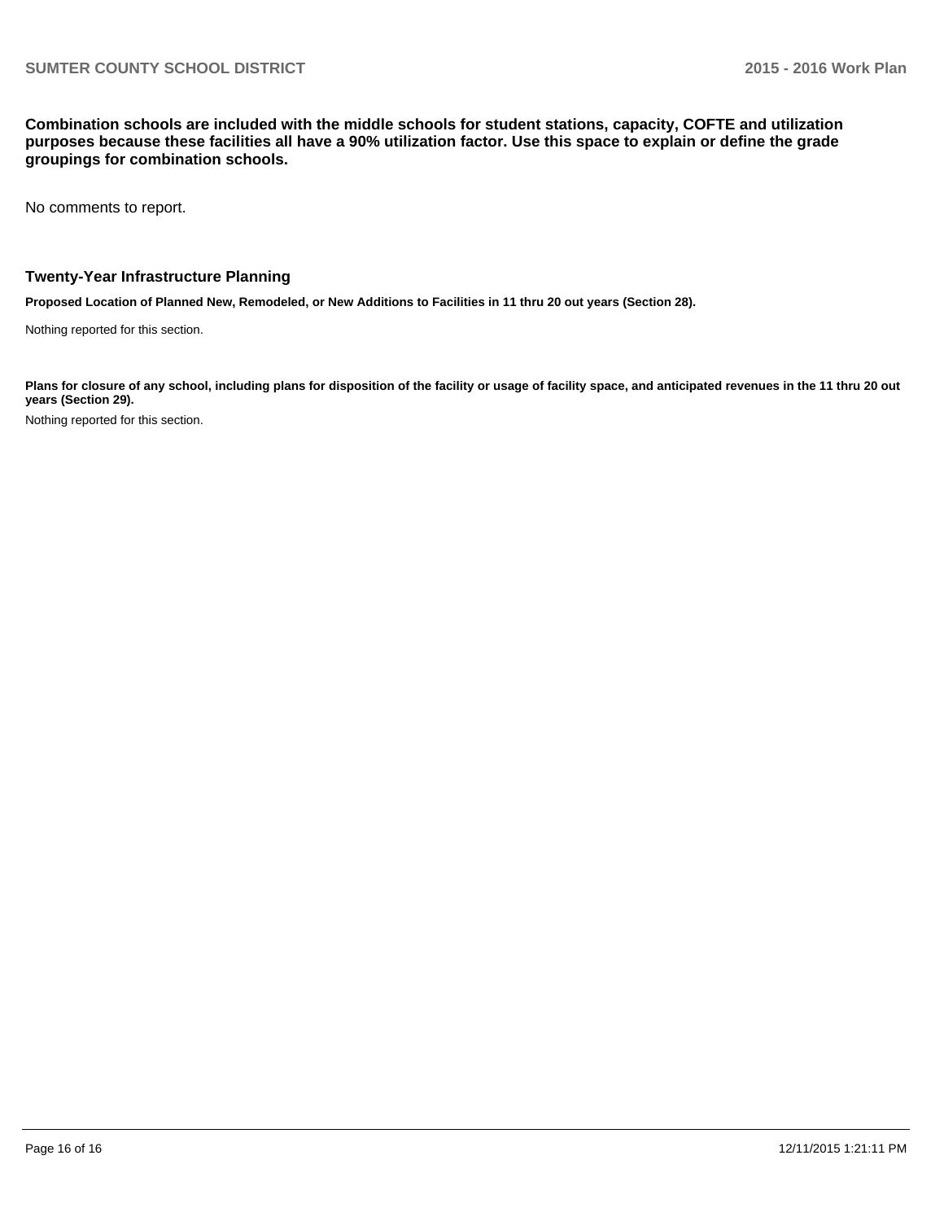**Combination schools are included with the middle schools for student stations, capacity, COFTE and utilization purposes because these facilities all have a 90% utilization factor. Use this space to explain or define the grade groupings for combination schools.**

No comments to report.

## Twenty-Year Infrastructure Planning

**Proposed Location of Planned New, Remodeled, or New Additions to Facilities in 11 thru 20 out years (Section 28).**

Nothing reported for this section.

**Plans for closure of any school, including plans for disposition of the facility or usage of facility space, and anticipated revenues in the 11 thru 20 out years (Section 29).**

Nothing reported for this section.